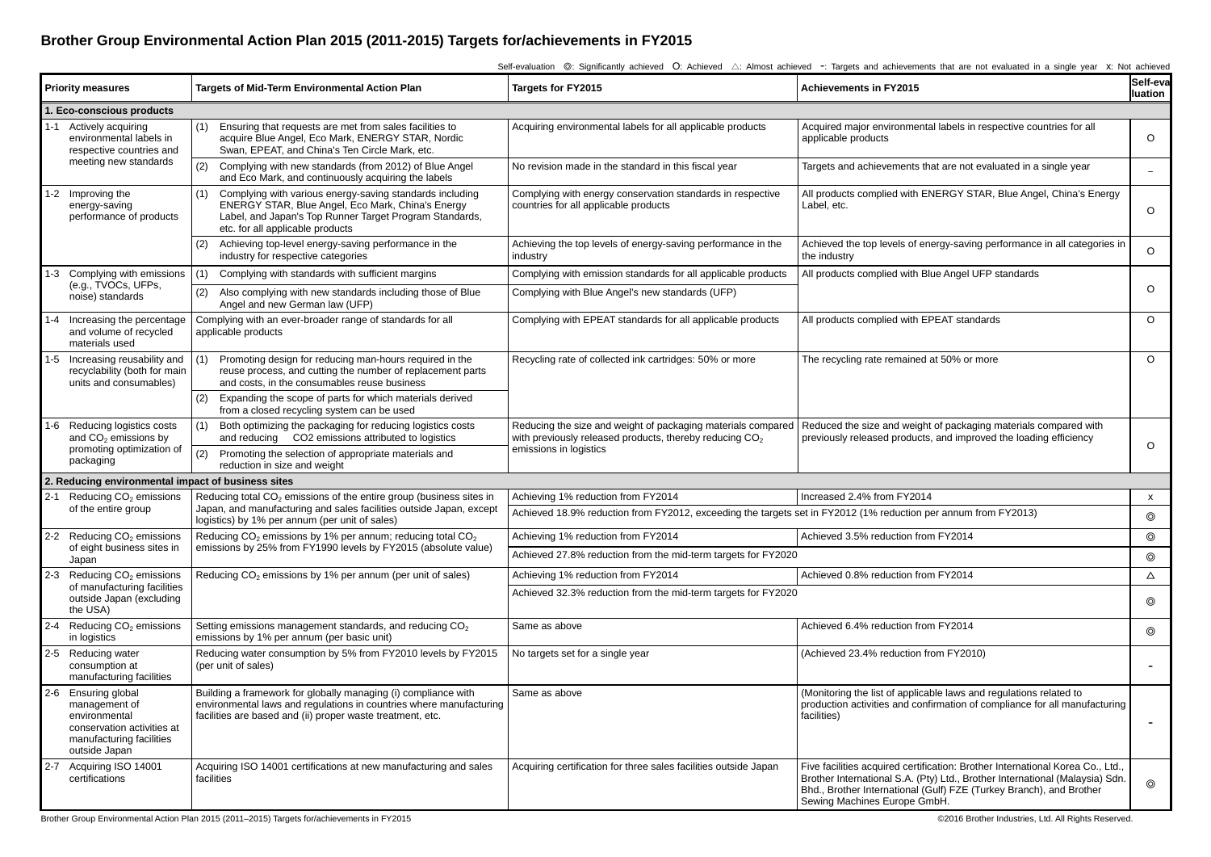# Brother Group Environmental Action Plan 2015 (2011-2015) Targets for/achievements in FY2015

Self-evaluation ◎: Significantly achieved O: Achieved △: Almost achieved -: Targets and achievements that are not evaluated in a single year x: Not achieved

| Priority measures | Targets of Mid-Term Environmental Action Plan | Targets for FY2015 | Achievements in FY2015 | Self-evaluation |
|---|---|---|---|---|
| **1. Eco-conscious products** | | | | |
| 1-1 Actively acquiring environmental labels in respective countries and meeting new standards | (1) Ensuring that requests are met from sales facilities to acquire Blue Angel, Eco Mark, ENERGY STAR, Nordic Swan, EPEAT, and China's Ten Circle Mark, etc. | Acquiring environmental labels for all applicable products | Acquired major environmental labels in respective countries for all applicable products | O |
| | (2) Complying with new standards (from 2012) of Blue Angel and Eco Mark, and continuously acquiring the labels | No revision made in the standard in this fiscal year | Targets and achievements that are not evaluated in a single year | - |
| 1-2 Improving the energy-saving performance of products | (1) Complying with various energy-saving standards including ENERGY STAR, Blue Angel, Eco Mark, China's Energy Label, and Japan's Top Runner Target Program Standards, etc. for all applicable products | Complying with energy conservation standards in respective countries for all applicable products | All products complied with ENERGY STAR, Blue Angel, China's Energy Label, etc. | O |
| | (2) Achieving top-level energy-saving performance in the industry for respective categories | Achieving the top levels of energy-saving performance in the industry | Achieved the top levels of energy-saving performance in all categories in the industry | O |
| 1-3 Complying with emissions (e.g., TVOCs, UFPs, noise) standards | (1) Complying with standards with sufficient margins | Complying with emission standards for all applicable products | All products complied with Blue Angel UFP standards | O |
| | (2) Also complying with new standards including those of Blue Angel and new German law (UFP) | Complying with Blue Angel's new standards (UFP) | | |
| 1-4 Increasing the percentage and volume of recycled materials used | Complying with an ever-broader range of standards for all applicable products | Complying with EPEAT standards for all applicable products | All products complied with EPEAT standards | O |
| 1-5 Increasing reusability and recyclability (both for main units and consumables) | (1) Promoting design for reducing man-hours required in the reuse process, and cutting the number of replacement parts and costs, in the consumables reuse business | Recycling rate of collected ink cartridges: 50% or more | The recycling rate remained at 50% or more | O |
| | (2) Expanding the scope of parts for which materials derived from a closed recycling system can be used | | | |
| 1-6 Reducing logistics costs and $CO_2$ emissions by promoting optimization of packaging | (1) Both optimizing the packaging for reducing logistics costs and reducing CO2 emissions attributed to logistics | Reducing the size and weight of packaging materials compared with previously released products, thereby reducing $CO_2$ emissions in logistics | Reduced the size and weight of packaging materials compared with previously released products, and improved the loading efficiency | O |
| | (2) Promoting the selection of appropriate materials and reduction in size and weight | | | |
| **2. Reducing environmental impact of business sites** | | | | |
| 2-1 Reducing $CO_2$ emissions of the entire group | Reducing total $CO_2$ emissions of the entire group (business sites in Japan, and manufacturing and sales facilities outside Japan, except logistics) by 1% per annum (per unit of sales) | Achieving 1% reduction from FY2014 | Increased 2.4% from FY2014 | x |
| | | Achieved 18.9% reduction from FY2012, exceeding the targets set in FY2012 (1% reduction per annum from FY2013) | | ◎ |
| 2-2 Reducing $CO_2$ emissions of eight business sites in Japan | Reducing $CO_2$ emissions by 1% per annum; reducing total $CO_2$ emissions by 25% from FY1990 levels by FY2015 (absolute value) | Achieving 1% reduction from FY2014 | Achieved 3.5% reduction from FY2014 | ◎ |
| | | Achieved 27.8% reduction from the mid-term targets for FY2020 | | ◎ |
| 2-3 Reducing $CO_2$ emissions of manufacturing facilities outside Japan (excluding the USA) | Reducing $CO_2$ emissions by 1% per annum (per unit of sales) | Achieving 1% reduction from FY2014 | Achieved 0.8% reduction from FY2014 | △ |
| | | Achieved 32.3% reduction from the mid-term targets for FY2020 | | ◎ |
| 2-4 Reducing $CO_2$ emissions in logistics | Setting emissions management standards, and reducing $CO_2$ emissions by 1% per annum (per basic unit) | Same as above | Achieved 6.4% reduction from FY2014 | ◎ |
| 2-5 Reducing water consumption at manufacturing facilities | Reducing water consumption by 5% from FY2010 levels by FY2015 (per unit of sales) | No targets set for a single year | (Achieved 23.4% reduction from FY2010) | - |
| 2-6 Ensuring global management of environmental conservation activities at manufacturing facilities outside Japan | Building a framework for globally managing (i) compliance with environmental laws and regulations in countries where manufacturing facilities are based and (ii) proper waste treatment, etc. | Same as above | (Monitoring the list of applicable laws and regulations related to production activities and confirmation of compliance for all manufacturing facilities) | - |
| 2-7 Acquiring ISO 14001 certifications | Acquiring ISO 14001 certifications at new manufacturing and sales facilities | Acquiring certification for three sales facilities outside Japan | Five facilities acquired certification: Brother International Korea Co., Ltd., Brother International S.A. (Pty) Ltd., Brother International (Malaysia) Sdn. Bhd., Brother International (Gulf) FZE (Turkey Branch), and Brother Sewing Machines Europe GmbH. | ◎ |

©2016 Brother Industries, Ltd. All Rights Reserved.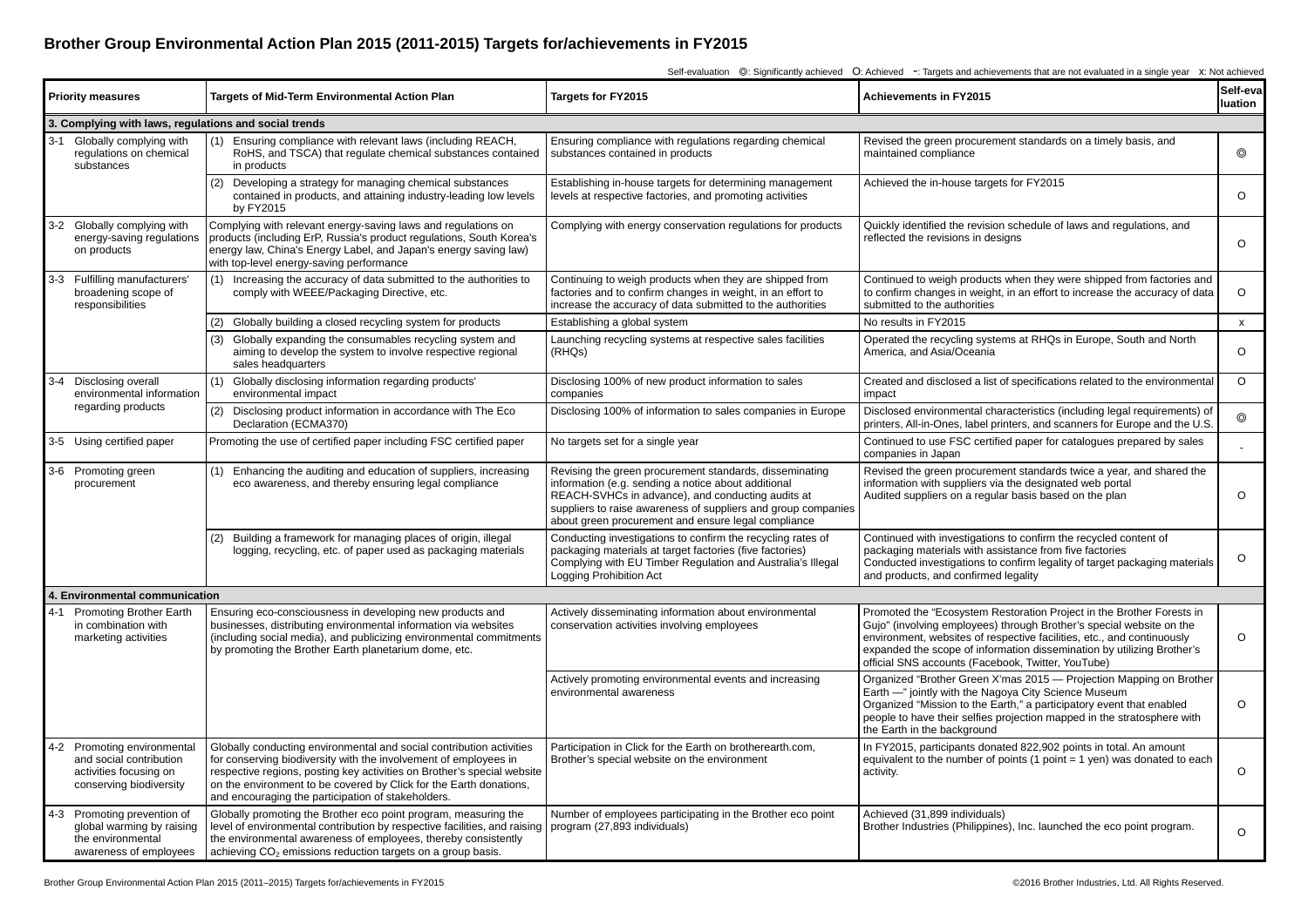## Brother Group Environmental Action Plan 2015 (2011-2015) Targets for/achievements in FY2015

Self-evaluation ◎: Significantly achieved O: Achieved -: Targets and achievements that are not evaluated in a single year x: Not achieved

| Priority measures | Targets of Mid-Term Environmental Action Plan | Targets for FY2015 | Achievements in FY2015 | Self-evaluation |
|---|---|---|---|---|
| **3. Complying with laws, regulations and social trends** | | | | |
| 3-1 Globally complying with regulations on chemical substances | (1) Ensuring compliance with relevant laws (including REACH, RoHS, and TSCA) that regulate chemical substances contained in products | Ensuring compliance with regulations regarding chemical substances contained in products | Revised the green procurement standards on a timely basis, and maintained compliance | ◎ |
| | (2) Developing a strategy for managing chemical substances contained in products, and attaining industry-leading low levels by FY2015 | Establishing in-house targets for determining management levels at respective factories, and promoting activities | Achieved the in-house targets for FY2015 | O |
| 3-2 Globally complying with energy-saving regulations on products | Complying with relevant energy-saving laws and regulations on products (including ErP, Russia's product regulations, South Korea's energy law, China's Energy Label, and Japan's energy saving law) with top-level energy-saving performance | Complying with energy conservation regulations for products | Quickly identified the revision schedule of laws and regulations, and reflected the revisions in designs | O |
| 3-3 Fulfilling manufacturers' broadening scope of responsibilities | (1) Increasing the accuracy of data submitted to the authorities to comply with WEEE/Packaging Directive, etc. | Continuing to weigh products when they are shipped from factories and to confirm changes in weight, in an effort to increase the accuracy of data submitted to the authorities | Continued to weigh products when they were shipped from factories and to confirm changes in weight, in an effort to increase the accuracy of data submitted to the authorities | O |
| | (2) Globally building a closed recycling system for products | Establishing a global system | No results in FY2015 | x |
| | (3) Globally expanding the consumables recycling system and aiming to develop the system to involve respective regional sales headquarters | Launching recycling systems at respective sales facilities (RHQs) | Operated the recycling systems at RHQs in Europe, South and North America, and Asia/Oceania | O |
| 3-4 Disclosing overall environmental information regarding products | (1) Globally disclosing information regarding products' environmental impact | Disclosing 100% of new product information to sales companies | Created and disclosed a list of specifications related to the environmental impact | O |
| | (2) Disclosing product information in accordance with The Eco Declaration (ECMA370) | Disclosing 100% of information to sales companies in Europe | Disclosed environmental characteristics (including legal requirements) of printers, All-in-Ones, label printers, and scanners for Europe and the U.S. | ◎ |
| 3-5 Using certified paper | Promoting the use of certified paper including FSC certified paper | No targets set for a single year | Continued to use FSC certified paper for catalogues prepared by sales companies in Japan | - |
| 3-6 Promoting green procurement | (1) Enhancing the auditing and education of suppliers, increasing eco awareness, and thereby ensuring legal compliance | Revising the green procurement standards, disseminating information (e.g. sending a notice about additional REACH-SVHCs in advance), and conducting audits at suppliers to raise awareness of suppliers and group companies about green procurement and ensure legal compliance | Revised the green procurement standards twice a year, and shared the information with suppliers via the designated web portal<br>Audited suppliers on a regular basis based on the plan | O |
| | (2) Building a framework for managing places of origin, illegal logging, recycling, etc. of paper used as packaging materials | Conducting investigations to confirm the recycling rates of packaging materials at target factories (five factories)<br>Complying with EU Timber Regulation and Australia's Illegal Logging Prohibition Act | Continued with investigations to confirm the recycled content of packaging materials with assistance from five factories<br>Conducted investigations to confirm legality of target packaging materials and products, and confirmed legality | O |
| **4. Environmental communication** | | | | |
| 4-1 Promoting Brother Earth in combination with marketing activities | Ensuring eco-consciousness in developing new products and businesses, distributing environmental information via websites (including social media), and publicizing environmental commitments by promoting the Brother Earth planetarium dome, etc. | Actively disseminating information about environmental conservation activities involving employees | Promoted the “Ecosystem Restoration Project in the Brother Forests in Gujo” (involving employees) through Brother's special website on the environment, websites of respective facilities, etc., and continuously expanded the scope of information dissemination by utilizing Brother's official SNS accounts (Facebook, Twitter, YouTube) | O |
| | | Actively promoting environmental events and increasing environmental awareness | Organized “Brother Green X'mas 2015 — Projection Mapping on Brother Earth —” jointly with the Nagoya City Science Museum<br>Organized “Mission to the Earth,” a participatory event that enabled people to have their selfies projection mapped in the stratosphere with the Earth in the background | O |
| 4-2 Promoting environmental and social contribution activities focusing on conserving biodiversity | Globally conducting environmental and social contribution activities for conserving biodiversity with the involvement of employees in respective regions, posting key activities on Brother's special website on the environment to be covered by Click for the Earth donations, and encouraging the participation of stakeholders. | Participation in Click for the Earth on brotherearth.com, Brother's special website on the environment | In FY2015, participants donated 822,902 points in total. An amount equivalent to the number of points (1 point = 1 yen) was donated to each activity. | O |
| 4-3 Promoting prevention of global warming by raising the environmental awareness of employees | Globally promoting the Brother eco point program, measuring the level of environmental contribution by respective facilities, and raising the environmental awareness of employees, thereby consistently achieving $CO_2$ emissions reduction targets on a group basis. | Number of employees participating in the Brother eco point program (27,893 individuals) | Achieved (31,899 individuals)<br>Brother Industries (Philippines), Inc. launched the eco point program. | O |